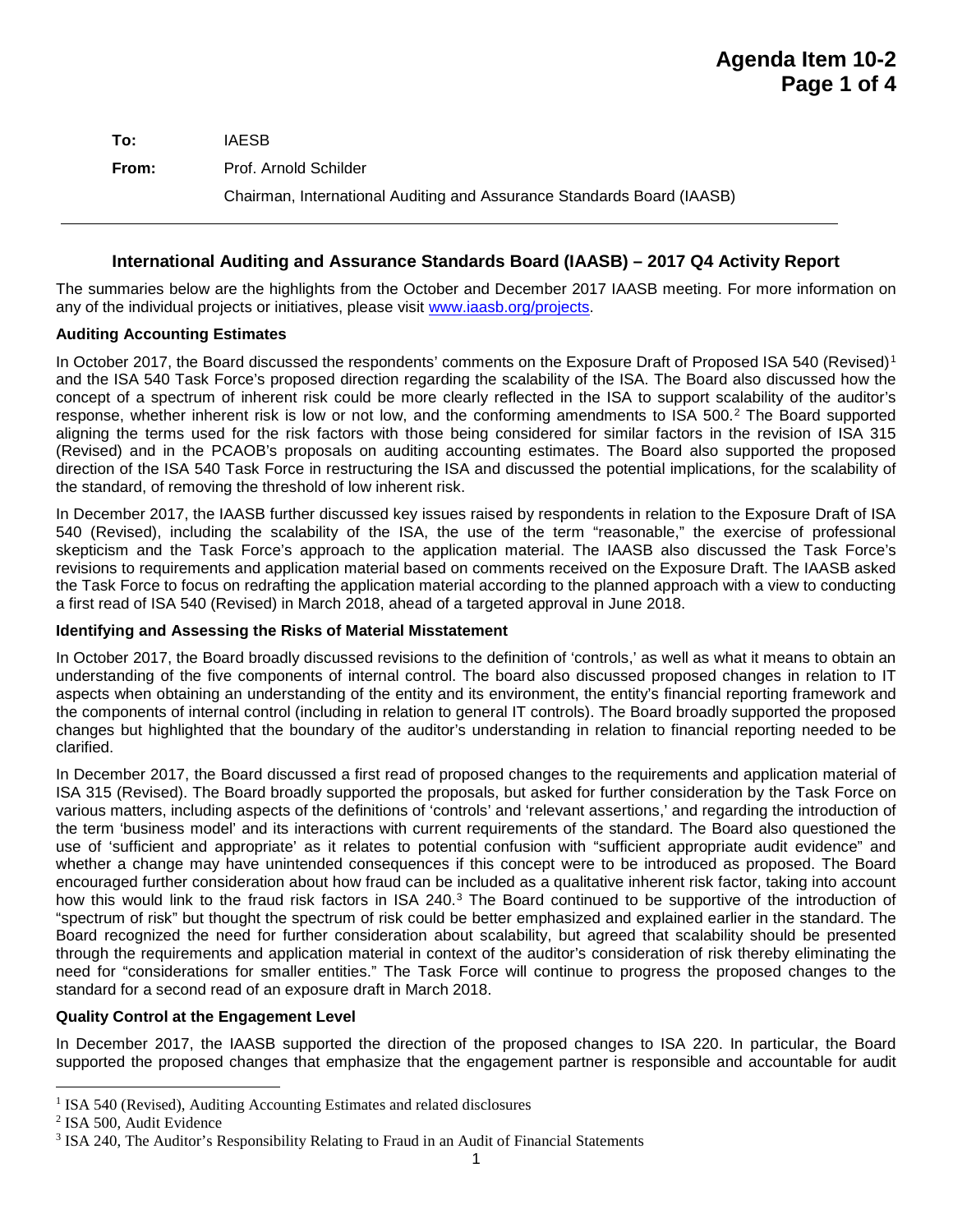**To:** IAESB

**From:** Prof. Arnold Schilder

Chairman, International Auditing and Assurance Standards Board (IAASB)

---

## International Auditing and Assurance Standards Board (IAASB) – 2017 Q4 Activity Report

The summaries below are the highlights from the October and December 2017 IAASB meeting. For more information on any of the individual projects or initiatives, please visit [www.iaasb.org/projects](www.iaasb.org/projects).

### Auditing Accounting Estimates

In October 2017, the Board discussed the respondents' comments on the Exposure Draft of Proposed ISA 540 (Revised)[1] and the ISA 540 Task Force's proposed direction regarding the scalability of the ISA. The Board also discussed how the concept of a spectrum of inherent risk could be more clearly reflected in the ISA to support scalability of the auditor's response, whether inherent risk is low or not low, and the conforming amendments to ISA 500.[2] The Board supported aligning the terms used for the risk factors with those being considered for similar factors in the revision of ISA 315 (Revised) and in the PCAOB's proposals on auditing accounting estimates. The Board also supported the proposed direction of the ISA 540 Task Force in restructuring the ISA and discussed the potential implications, for the scalability of the standard, of removing the threshold of low inherent risk.

In December 2017, the IAASB further discussed key issues raised by respondents in relation to the Exposure Draft of ISA 540 (Revised), including the scalability of the ISA, the use of the term "reasonable," the exercise of professional skepticism and the Task Force's approach to the application material. The IAASB also discussed the Task Force's revisions to requirements and application material based on comments received on the Exposure Draft. The IAASB asked the Task Force to focus on redrafting the application material according to the planned approach with a view to conducting a first read of ISA 540 (Revised) in March 2018, ahead of a targeted approval in June 2018.

### Identifying and Assessing the Risks of Material Misstatement

In October 2017, the Board broadly discussed revisions to the definition of 'controls,' as well as what it means to obtain an understanding of the five components of internal control. The board also discussed proposed changes in relation to IT aspects when obtaining an understanding of the entity and its environment, the entity's financial reporting framework and the components of internal control (including in relation to general IT controls). The Board broadly supported the proposed changes but highlighted that the boundary of the auditor's understanding in relation to financial reporting needed to be clarified.

In December 2017, the Board discussed a first read of proposed changes to the requirements and application material of ISA 315 (Revised). The Board broadly supported the proposals, but asked for further consideration by the Task Force on various matters, including aspects of the definitions of 'controls' and 'relevant assertions,' and regarding the introduction of the term 'business model' and its interactions with current requirements of the standard. The Board also questioned the use of 'sufficient and appropriate' as it relates to potential confusion with "sufficient appropriate audit evidence" and whether a change may have unintended consequences if this concept were to be introduced as proposed. The Board encouraged further consideration about how fraud can be included as a qualitative inherent risk factor, taking into account how this would link to the fraud risk factors in ISA 240.[3] The Board continued to be supportive of the introduction of "spectrum of risk" but thought the spectrum of risk could be better emphasized and explained earlier in the standard. The Board recognized the need for further consideration about scalability, but agreed that scalability should be presented through the requirements and application material in context of the auditor's consideration of risk thereby eliminating the need for "considerations for smaller entities." The Task Force will continue to progress the proposed changes to the standard for a second read of an exposure draft in March 2018.

### Quality Control at the Engagement Level

In December 2017, the IAASB supported the direction of the proposed changes to ISA 220. In particular, the Board supported the proposed changes that emphasize that the engagement partner is responsible and accountable for audit

---

[1] ISA 540 (Revised), Auditing Accounting Estimates and related disclosures

[2] ISA 500, Audit Evidence

[3] ISA 240, The Auditor's Responsibility Relating to Fraud in an Audit of Financial Statements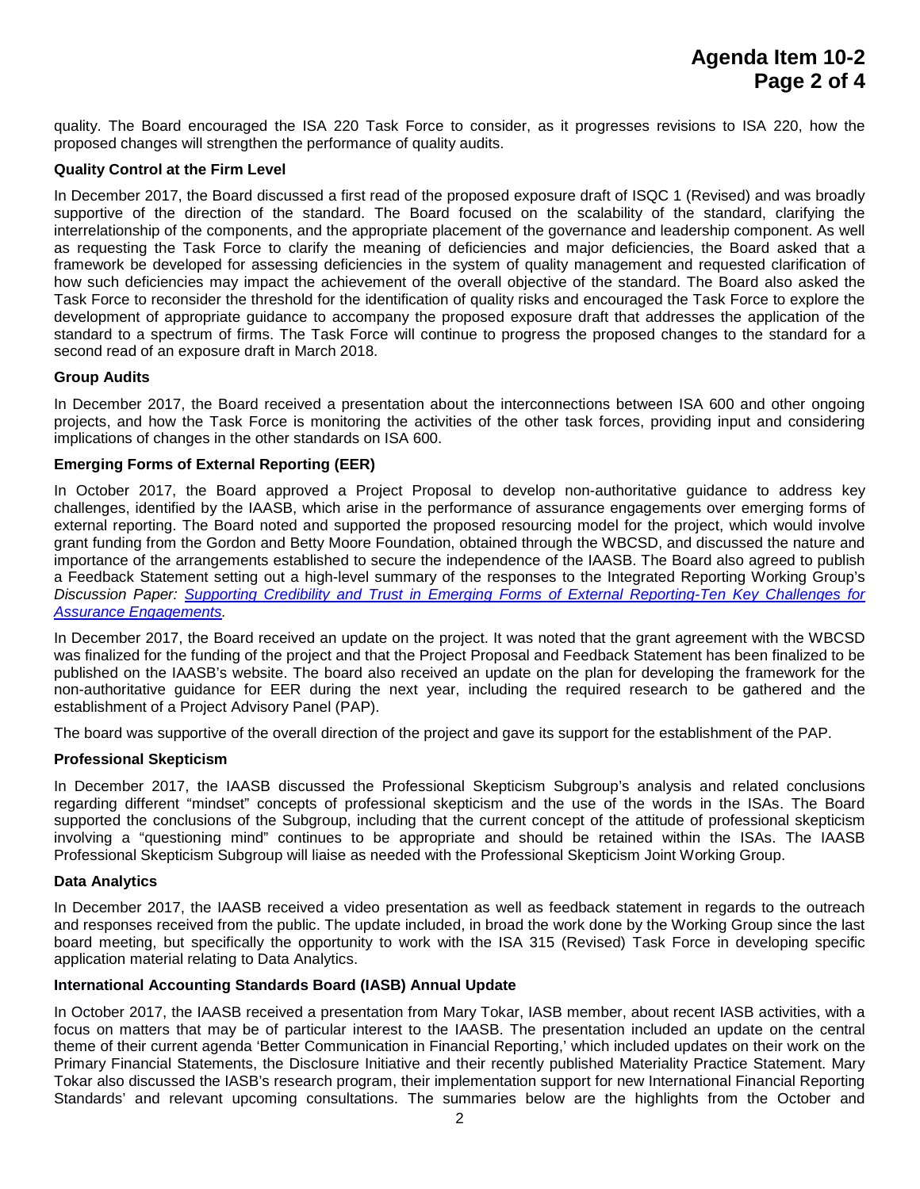quality. The Board encouraged the ISA 220 Task Force to consider, as it progresses revisions to ISA 220, how the proposed changes will strengthen the performance of quality audits.

**Quality Control at the Firm Level**

In December 2017, the Board discussed a first read of the proposed exposure draft of ISQC 1 (Revised) and was broadly supportive of the direction of the standard. The Board focused on the scalability of the standard, clarifying the interrelationship of the components, and the appropriate placement of the governance and leadership component. As well as requesting the Task Force to clarify the meaning of deficiencies and major deficiencies, the Board asked that a framework be developed for assessing deficiencies in the system of quality management and requested clarification of how such deficiencies may impact the achievement of the overall objective of the standard. The Board also asked the Task Force to reconsider the threshold for the identification of quality risks and encouraged the Task Force to explore the development of appropriate guidance to accompany the proposed exposure draft that addresses the application of the standard to a spectrum of firms. The Task Force will continue to progress the proposed changes to the standard for a second read of an exposure draft in March 2018.

**Group Audits**

In December 2017, the Board received a presentation about the interconnections between ISA 600 and other ongoing projects, and how the Task Force is monitoring the activities of the other task forces, providing input and considering implications of changes in the other standards on ISA 600.

**Emerging Forms of External Reporting (EER)**

In October 2017, the Board approved a Project Proposal to develop non-authoritative guidance to address key challenges, identified by the IAASB, which arise in the performance of assurance engagements over emerging forms of external reporting. The Board noted and supported the proposed resourcing model for the project, which would involve grant funding from the Gordon and Betty Moore Foundation, obtained through the WBCSD, and discussed the nature and importance of the arrangements established to secure the independence of the IAASB. The Board also agreed to publish a Feedback Statement setting out a high-level summary of the responses to the Integrated Reporting Working Group's *Discussion Paper: Supporting Credibility and Trust in Emerging Forms of External Reporting-Ten Key Challenges for Assurance Engagements.*

In December 2017, the Board received an update on the project. It was noted that the grant agreement with the WBCSD was finalized for the funding of the project and that the Project Proposal and Feedback Statement has been finalized to be published on the IAASB's website. The board also received an update on the plan for developing the framework for the non-authoritative guidance for EER during the next year, including the required research to be gathered and the establishment of a Project Advisory Panel (PAP).

The board was supportive of the overall direction of the project and gave its support for the establishment of the PAP.

**Professional Skepticism**

In December 2017, the IAASB discussed the Professional Skepticism Subgroup's analysis and related conclusions regarding different "mindset" concepts of professional skepticism and the use of the words in the ISAs. The Board supported the conclusions of the Subgroup, including that the current concept of the attitude of professional skepticism involving a "questioning mind" continues to be appropriate and should be retained within the ISAs. The IAASB Professional Skepticism Subgroup will liaise as needed with the Professional Skepticism Joint Working Group.

**Data Analytics**

In December 2017, the IAASB received a video presentation as well as feedback statement in regards to the outreach and responses received from the public. The update included, in broad the work done by the Working Group since the last board meeting, but specifically the opportunity to work with the ISA 315 (Revised) Task Force in developing specific application material relating to Data Analytics.

**International Accounting Standards Board (IASB) Annual Update**

In October 2017, the IAASB received a presentation from Mary Tokar, IASB member, about recent IASB activities, with a focus on matters that may be of particular interest to the IAASB. The presentation included an update on the central theme of their current agenda 'Better Communication in Financial Reporting,' which included updates on their work on the Primary Financial Statements, the Disclosure Initiative and their recently published Materiality Practice Statement. Mary Tokar also discussed the IASB's research program, their implementation support for new International Financial Reporting Standards' and relevant upcoming consultations. The summaries below are the highlights from the October and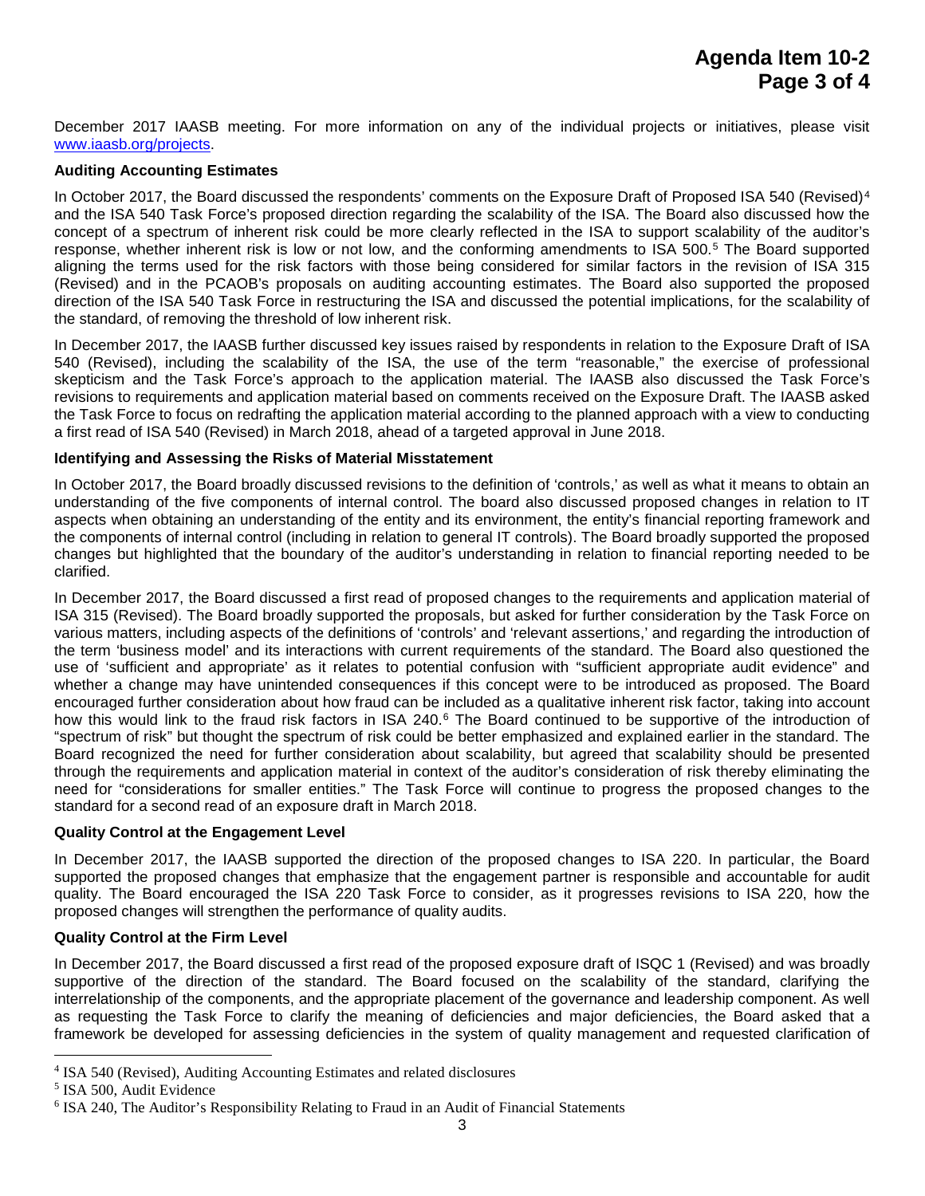December 2017 IAASB meeting. For more information on any of the individual projects or initiatives, please visit www.iaasb.org/projects.

**Auditing Accounting Estimates**

In October 2017, the Board discussed the respondents' comments on the Exposure Draft of Proposed ISA 540 (Revised)[4] and the ISA 540 Task Force's proposed direction regarding the scalability of the ISA. The Board also discussed how the concept of a spectrum of inherent risk could be more clearly reflected in the ISA to support scalability of the auditor's response, whether inherent risk is low or not low, and the conforming amendments to ISA 500.[5] The Board supported aligning the terms used for the risk factors with those being considered for similar factors in the revision of ISA 315 (Revised) and in the PCAOB's proposals on auditing accounting estimates. The Board also supported the proposed direction of the ISA 540 Task Force in restructuring the ISA and discussed the potential implications, for the scalability of the standard, of removing the threshold of low inherent risk.

In December 2017, the IAASB further discussed key issues raised by respondents in relation to the Exposure Draft of ISA 540 (Revised), including the scalability of the ISA, the use of the term "reasonable," the exercise of professional skepticism and the Task Force's approach to the application material. The IAASB also discussed the Task Force's revisions to requirements and application material based on comments received on the Exposure Draft. The IAASB asked the Task Force to focus on redrafting the application material according to the planned approach with a view to conducting a first read of ISA 540 (Revised) in March 2018, ahead of a targeted approval in June 2018.

**Identifying and Assessing the Risks of Material Misstatement**

In October 2017, the Board broadly discussed revisions to the definition of 'controls,' as well as what it means to obtain an understanding of the five components of internal control. The board also discussed proposed changes in relation to IT aspects when obtaining an understanding of the entity and its environment, the entity's financial reporting framework and the components of internal control (including in relation to general IT controls). The Board broadly supported the proposed changes but highlighted that the boundary of the auditor's understanding in relation to financial reporting needed to be clarified.

In December 2017, the Board discussed a first read of proposed changes to the requirements and application material of ISA 315 (Revised). The Board broadly supported the proposals, but asked for further consideration by the Task Force on various matters, including aspects of the definitions of 'controls' and 'relevant assertions,' and regarding the introduction of the term 'business model' and its interactions with current requirements of the standard. The Board also questioned the use of 'sufficient and appropriate' as it relates to potential confusion with "sufficient appropriate audit evidence" and whether a change may have unintended consequences if this concept were to be introduced as proposed. The Board encouraged further consideration about how fraud can be included as a qualitative inherent risk factor, taking into account how this would link to the fraud risk factors in ISA 240.[6] The Board continued to be supportive of the introduction of "spectrum of risk" but thought the spectrum of risk could be better emphasized and explained earlier in the standard. The Board recognized the need for further consideration about scalability, but agreed that scalability should be presented through the requirements and application material in context of the auditor's consideration of risk thereby eliminating the need for "considerations for smaller entities." The Task Force will continue to progress the proposed changes to the standard for a second read of an exposure draft in March 2018.

**Quality Control at the Engagement Level**

In December 2017, the IAASB supported the direction of the proposed changes to ISA 220. In particular, the Board supported the proposed changes that emphasize that the engagement partner is responsible and accountable for audit quality. The Board encouraged the ISA 220 Task Force to consider, as it progresses revisions to ISA 220, how the proposed changes will strengthen the performance of quality audits.

**Quality Control at the Firm Level**

In December 2017, the Board discussed a first read of the proposed exposure draft of ISQC 1 (Revised) and was broadly supportive of the direction of the standard. The Board focused on the scalability of the standard, clarifying the interrelationship of the components, and the appropriate placement of the governance and leadership component. As well as requesting the Task Force to clarify the meaning of deficiencies and major deficiencies, the Board asked that a framework be developed for assessing deficiencies in the system of quality management and requested clarification of

---

[4] ISA 540 (Revised), Auditing Accounting Estimates and related disclosures

[5] ISA 500, Audit Evidence

[6] ISA 240, The Auditor's Responsibility Relating to Fraud in an Audit of Financial Statements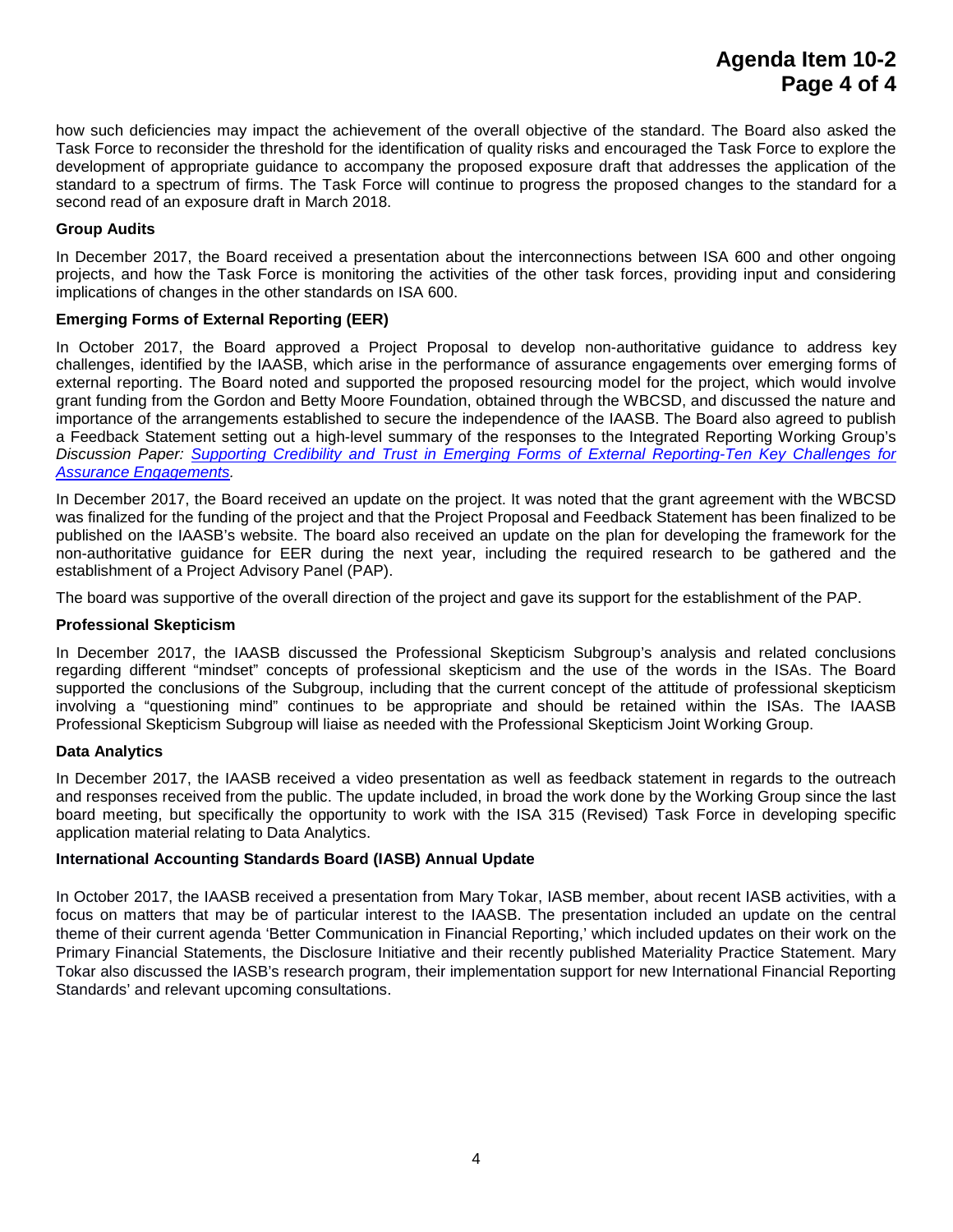how such deficiencies may impact the achievement of the overall objective of the standard. The Board also asked the Task Force to reconsider the threshold for the identification of quality risks and encouraged the Task Force to explore the development of appropriate guidance to accompany the proposed exposure draft that addresses the application of the standard to a spectrum of firms. The Task Force will continue to progress the proposed changes to the standard for a second read of an exposure draft in March 2018.

**Group Audits**

In December 2017, the Board received a presentation about the interconnections between ISA 600 and other ongoing projects, and how the Task Force is monitoring the activities of the other task forces, providing input and considering implications of changes in the other standards on ISA 600.

**Emerging Forms of External Reporting (EER)**

In October 2017, the Board approved a Project Proposal to develop non-authoritative guidance to address key challenges, identified by the IAASB, which arise in the performance of assurance engagements over emerging forms of external reporting. The Board noted and supported the proposed resourcing model for the project, which would involve grant funding from the Gordon and Betty Moore Foundation, obtained through the WBCSD, and discussed the nature and importance of the arrangements established to secure the independence of the IAASB. The Board also agreed to publish a Feedback Statement setting out a high-level summary of the responses to the Integrated Reporting Working Group's *Discussion Paper: Supporting Credibility and Trust in Emerging Forms of External Reporting-Ten Key Challenges for Assurance Engagements.*

In December 2017, the Board received an update on the project. It was noted that the grant agreement with the WBCSD was finalized for the funding of the project and that the Project Proposal and Feedback Statement has been finalized to be published on the IAASB's website. The board also received an update on the plan for developing the framework for the non-authoritative guidance for EER during the next year, including the required research to be gathered and the establishment of a Project Advisory Panel (PAP).

The board was supportive of the overall direction of the project and gave its support for the establishment of the PAP.

**Professional Skepticism**

In December 2017, the IAASB discussed the Professional Skepticism Subgroup's analysis and related conclusions regarding different "mindset" concepts of professional skepticism and the use of the words in the ISAs. The Board supported the conclusions of the Subgroup, including that the current concept of the attitude of professional skepticism involving a "questioning mind" continues to be appropriate and should be retained within the ISAs. The IAASB Professional Skepticism Subgroup will liaise as needed with the Professional Skepticism Joint Working Group.

**Data Analytics**

In December 2017, the IAASB received a video presentation as well as feedback statement in regards to the outreach and responses received from the public. The update included, in broad the work done by the Working Group since the last board meeting, but specifically the opportunity to work with the ISA 315 (Revised) Task Force in developing specific application material relating to Data Analytics.

**International Accounting Standards Board (IASB) Annual Update**

In October 2017, the IAASB received a presentation from Mary Tokar, IASB member, about recent IASB activities, with a focus on matters that may be of particular interest to the IAASB. The presentation included an update on the central theme of their current agenda 'Better Communication in Financial Reporting,' which included updates on their work on the Primary Financial Statements, the Disclosure Initiative and their recently published Materiality Practice Statement. Mary Tokar also discussed the IASB's research program, their implementation support for new International Financial Reporting Standards' and relevant upcoming consultations.